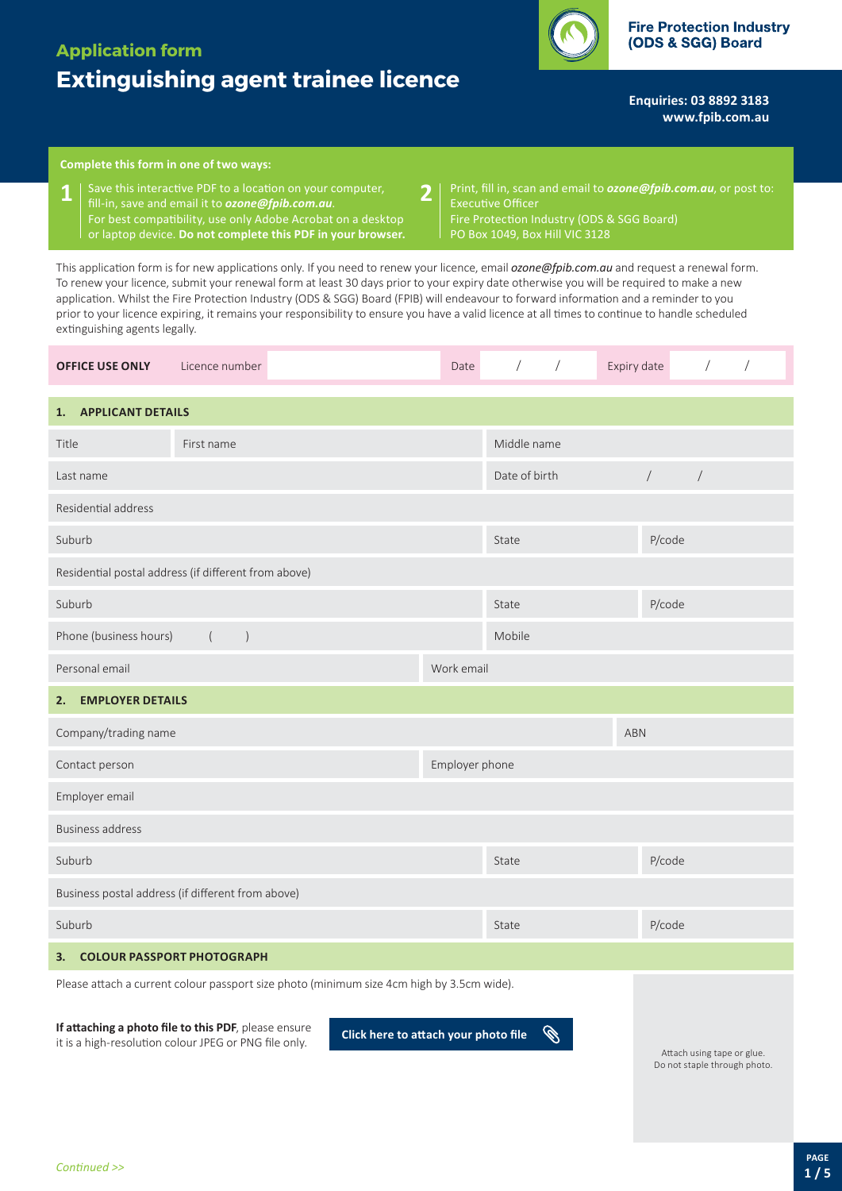## Application form

# Extinguishing agent trainee licence

**Fire Protection Industry (ODS & SGG) Board**

**Enquiries: 03 8892 3183**
**www.fpib.com.au**

**Complete this form in one of two ways:**

1. Save this interactive PDF to a location on your computer, fill-in, save and email it to ***ozone@fpib.com.au***. For best compatibility, use only Adobe Acrobat on a desktop or laptop device. **Do not complete this PDF in your browser.**
2. Print, fill in, scan and email to ***ozone@fpib.com.au***, or post to: Executive Officer, Fire Protection Industry (ODS & SGG Board), PO Box 1049, Box Hill VIC 3128

This application form is for new applications only. If you need to renew your licence, email ***ozone@fpib.com.au*** and request a renewal form. To renew your licence, submit your renewal form at least 30 days prior to your expiry date otherwise you will be required to make a new application. Whilst the Fire Protection Industry (ODS & SGG) Board (FPIB) will endeavour to forward information and a reminder to you prior to your licence expiring, it remains your responsibility to ensure you have a valid licence at all times to continue to handle scheduled extinguishing agents legally.

| **OFFICE USE ONLY** | Licence number | | Date | / / | Expiry date | / / |
|---|---|---|---|---|---|---|

## 1. APPLICANT DETAILS

| | | | |
|---|---|---|---|
| Title | First name | Middle name | |
| Last name | | Date of birth | / / |
| Residential address | | | |
| Suburb | | State | P/code |
| Residential postal address (if different from above) | | | |
| Suburb | | State | P/code |
| Phone (business hours) ( ) | | Mobile | |
| Personal email | Work email | | |

## 2. EMPLOYER DETAILS

| | | |
|---|---|---|
| Company/trading name | | ABN |
| Contact person | Employer phone | |
| Employer email | | |
| Business address | | |
| Suburb | State | P/code |
| Business postal address (if different from above) | | |
| Suburb | State | P/code |

## 3. COLOUR PASSPORT PHOTOGRAPH

Please attach a current colour passport size photo (minimum size 4cm high by 3.5cm wide).

**If attaching a photo file to this PDF**, please ensure it is a high-resolution colour JPEG or PNG file only.

**Click here to attach your photo file**

Attach using tape or glue. Do not staple through photo.

*Continued >>*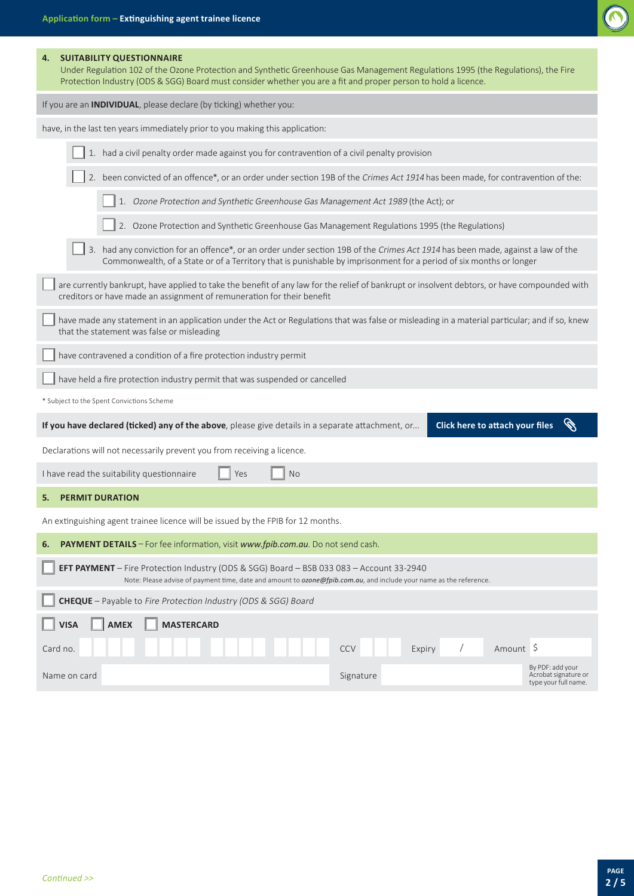## 4. SUITABILITY QUESTIONNAIRE

Under Regulation 102 of the Ozone Protection and Synthetic Greenhouse Gas Management Regulations 1995 (the Regulations), the Fire Protection Industry (ODS & SGG) Board must consider whether you are a fit and proper person to hold a licence.

If you are an **INDIVIDUAL**, please declare (by ticking) whether you:

have, in the last ten years immediately prior to you making this application:

- ☐ 1. had a civil penalty order made against you for contravention of a civil penalty provision
- ☐ 2. been convicted of an offence*, or an order under section 19B of the *Crimes Act 1914* has been made, for contravention of the:
  - ☐ 1. *Ozone Protection and Synthetic Greenhouse Gas Management Act 1989* (the Act); or
  - ☐ 2. Ozone Protection and Synthetic Greenhouse Gas Management Regulations 1995 (the Regulations)
- ☐ 3. had any conviction for an offence*, or an order under section 19B of the *Crimes Act 1914* has been made, against a law of the Commonwealth, of a State or of a Territory that is punishable by imprisonment for a period of six months or longer

☐ are currently bankrupt, have applied to take the benefit of any law for the relief of bankrupt or insolvent debtors, or have compounded with creditors or have made an assignment of remuneration for their benefit

☐ have made any statement in an application under the Act or Regulations that was false or misleading in a material particular; and if so, knew that the statement was false or misleading

☐ have contravened a condition of a fire protection industry permit

☐ have held a fire protection industry permit that was suspended or cancelled

* Subject to the Spent Convictions Scheme

**If you have declared (ticked) any of the above**, please give details in a separate attachment, or... **Click here to attach your files**

Declarations will not necessarily prevent you from receiving a licence.

I have read the suitability questionnaire ☐ Yes ☐ No

## 5. PERMIT DURATION

An extinguishing agent trainee licence will be issued by the FPIB for 12 months.

## 6. PAYMENT DETAILS – For fee information, visit *www.fpib.com.au*. Do not send cash.

☐ **EFT PAYMENT** – Fire Protection Industry (ODS & SGG) Board – BSB 033 083 – Account 33-2940

Note: Please advise of payment time, date and amount to *ozone@fpib.com.au*, and include your name as the reference.

☐ **CHEQUE** – Payable to *Fire Protection Industry (ODS & SGG) Board*

☐ **VISA** ☐ **AMEX** ☐ **MASTERCARD**

Card no. ____ CCV ____ Expiry __ / __ Amount $ ____

Name on card ____ Signature ____ By PDF: add your Acrobat signature or type your full name.

*Continued >>*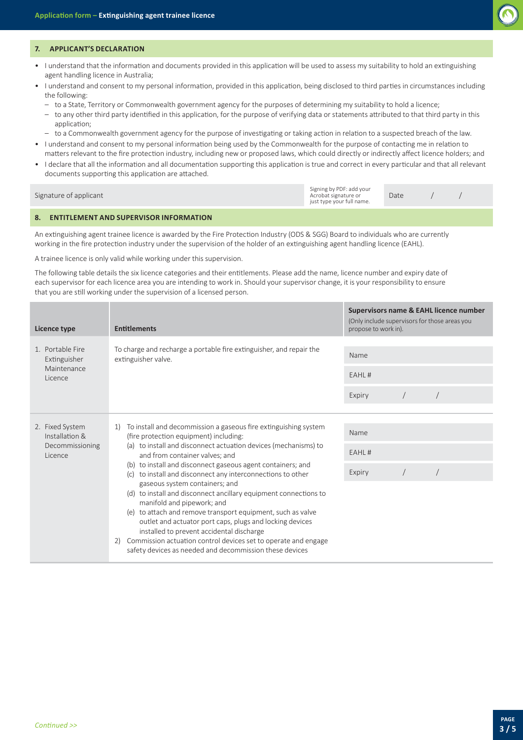## 7. APPLICANT'S DECLARATION

- I understand that the information and documents provided in this application will be used to assess my suitability to hold an extinguishing agent handling licence in Australia;
- I understand and consent to my personal information, provided in this application, being disclosed to third parties in circumstances including the following:
  - to a State, Territory or Commonwealth government agency for the purposes of determining my suitability to hold a licence;
  - to any other third party identified in this application, for the purpose of verifying data or statements attributed to that third party in this application;
  - to a Commonwealth government agency for the purpose of investigating or taking action in relation to a suspected breach of the law.
- I understand and consent to my personal information being used by the Commonwealth for the purpose of contacting me in relation to matters relevant to the fire protection industry, including new or proposed laws, which could directly or indirectly affect licence holders; and
- I declare that all the information and all documentation supporting this application is true and correct in every particular and that all relevant documents supporting this application are attached.

| Signature of applicant | Signing by PDF: add your Acrobat signature or just type your full name. | Date / / |
|---|---|---|

## 8. ENTITLEMENT AND SUPERVISOR INFORMATION

An extinguishing agent trainee licence is awarded by the Fire Protection Industry (ODS & SGG) Board to individuals who are currently working in the fire protection industry under the supervision of the holder of an extinguishing agent handling licence (EAHL).

A trainee licence is only valid while working under this supervision.

The following table details the six licence categories and their entitlements. Please add the name, licence number and expiry date of each supervisor for each licence area you are intending to work in. Should your supervisor change, it is your responsibility to ensure that you are still working under the supervision of a licensed person.

| Licence type | Entitlements | Supervisors name & EAHL licence number (Only include supervisors for those areas you propose to work in). |
|---|---|---|
| 1. Portable Fire Extinguisher Maintenance Licence | To charge and recharge a portable fire extinguisher, and repair the extinguisher valve. | Name<br>EAHL #<br>Expiry / / |
| 2. Fixed System Installation & Decommissioning Licence | 1) To install and decommission a gaseous fire extinguishing system (fire protection equipment) including:<br>(a) to install and disconnect actuation devices (mechanisms) to and from container valves; and<br>(b) to install and disconnect gaseous agent containers; and<br>(c) to install and disconnect any interconnections to other gaseous system containers; and<br>(d) to install and disconnect ancillary equipment connections to manifold and pipework; and<br>(e) to attach and remove transport equipment, such as valve outlet and actuator port caps, plugs and locking devices installed to prevent accidental discharge<br>2) Commission actuation control devices set to operate and engage safety devices as needed and decommission these devices | Name<br>EAHL #<br>Expiry / / |

*Continued >>*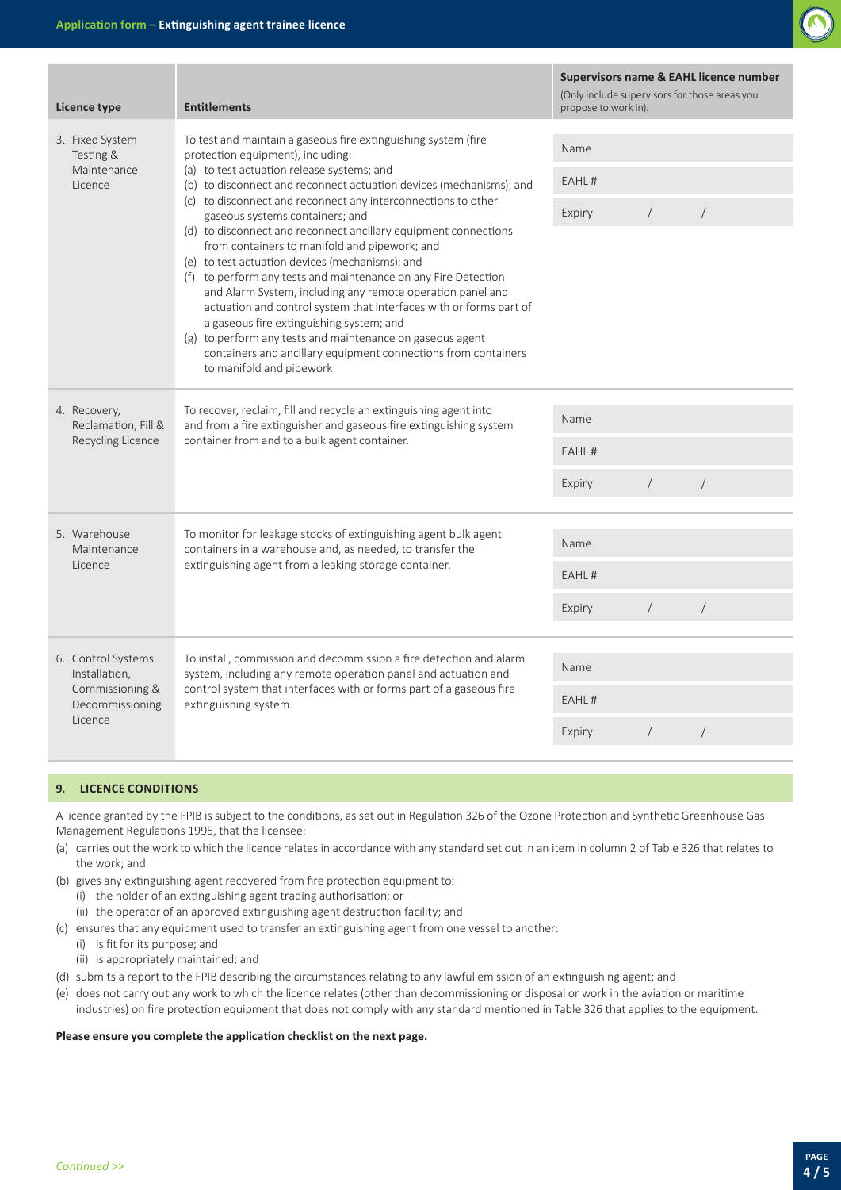| Licence type | Entitlements | Supervisors name & EAHL licence number (Only include supervisors for those areas you propose to work in). |
|---|---|---|
| 3. Fixed System Testing & Maintenance Licence | To test and maintain a gaseous fire extinguishing system (fire protection equipment), including:<br>(a) to test actuation release systems; and<br>(b) to disconnect and reconnect actuation devices (mechanisms); and<br>(c) to disconnect and reconnect any interconnections to other gaseous systems containers; and<br>(d) to disconnect and reconnect ancillary equipment connections from containers to manifold and pipework; and<br>(e) to test actuation devices (mechanisms); and<br>(f) to perform any tests and maintenance on any Fire Detection and Alarm System, including any remote operation panel and actuation and control system that interfaces with or forms part of a gaseous fire extinguishing system; and<br>(g) to perform any tests and maintenance on gaseous agent containers and ancillary equipment connections from containers to manifold and pipework | Name<br>EAHL #<br>Expiry / / |
| 4. Recovery, Reclamation, Fill & Recycling Licence | To recover, reclaim, fill and recycle an extinguishing agent into and from a fire extinguisher and gaseous fire extinguishing system container from and to a bulk agent container. | Name<br>EAHL #<br>Expiry / / |
| 5. Warehouse Maintenance Licence | To monitor for leakage stocks of extinguishing agent bulk agent containers in a warehouse and, as needed, to transfer the extinguishing agent from a leaking storage container. | Name<br>EAHL #<br>Expiry / / |
| 6. Control Systems Installation, Commissioning & Decommissioning Licence | To install, commission and decommission a fire detection and alarm system, including any remote operation panel and actuation and control system that interfaces with or forms part of a gaseous fire extinguishing system. | Name<br>EAHL #<br>Expiry / / |

## 9. LICENCE CONDITIONS

A licence granted by the FPIB is subject to the conditions, as set out in Regulation 326 of the Ozone Protection and Synthetic Greenhouse Gas Management Regulations 1995, that the licensee:

(a) carries out the work to which the licence relates in accordance with any standard set out in an item in column 2 of Table 326 that relates to the work; and

(b) gives any extinguishing agent recovered from fire protection equipment to:
   (i) the holder of an extinguishing agent trading authorisation; or
   (ii) the operator of an approved extinguishing agent destruction facility; and

(c) ensures that any equipment used to transfer an extinguishing agent from one vessel to another:
   (i) is fit for its purpose; and
   (ii) is appropriately maintained; and

(d) submits a report to the FPIB describing the circumstances relating to any lawful emission of an extinguishing agent; and

(e) does not carry out any work to which the licence relates (other than decommissioning or disposal or work in the aviation or maritime industries) on fire protection equipment that does not comply with any standard mentioned in Table 326 that applies to the equipment.

**Please ensure you complete the application checklist on the next page.**

*Continued >>*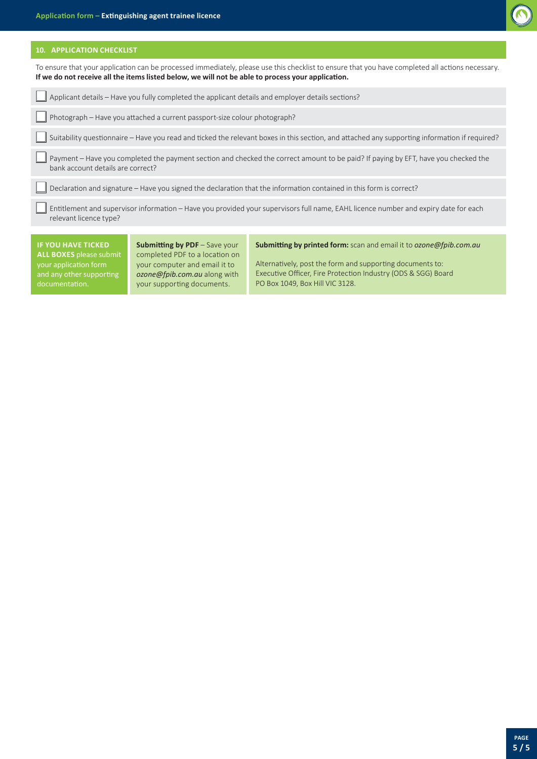## 10. APPLICATION CHECKLIST

To ensure that your application can be processed immediately, please use this checklist to ensure that you have completed all actions necessary. **If we do not receive all the items listed below, we will not be able to process your application.**

- ☐ Applicant details – Have you fully completed the applicant details and employer details sections?
- ☐ Photograph – Have you attached a current passport-size colour photograph?
- ☐ Suitability questionnaire – Have you read and ticked the relevant boxes in this section, and attached any supporting information if required?
- ☐ Payment – Have you completed the payment section and checked the correct amount to be paid? If paying by EFT, have you checked the bank account details are correct?
- ☐ Declaration and signature – Have you signed the declaration that the information contained in this form is correct?
- ☐ Entitlement and supervisor information – Have you provided your supervisors full name, EAHL licence number and expiry date for each relevant licence type?

**IF YOU HAVE TICKED ALL BOXES** please submit your application form and any other supporting documentation.

**Submitting by PDF** – Save your completed PDF to a location on your computer and email it to ***ozone@fpib.com.au*** along with your supporting documents.

**Submitting by printed form:** scan and email it to *ozone@fpib.com.au*

Alternatively, post the form and supporting documents to:
Executive Officer, Fire Protection Industry (ODS & SGG) Board
PO Box 1049, Box Hill VIC 3128.